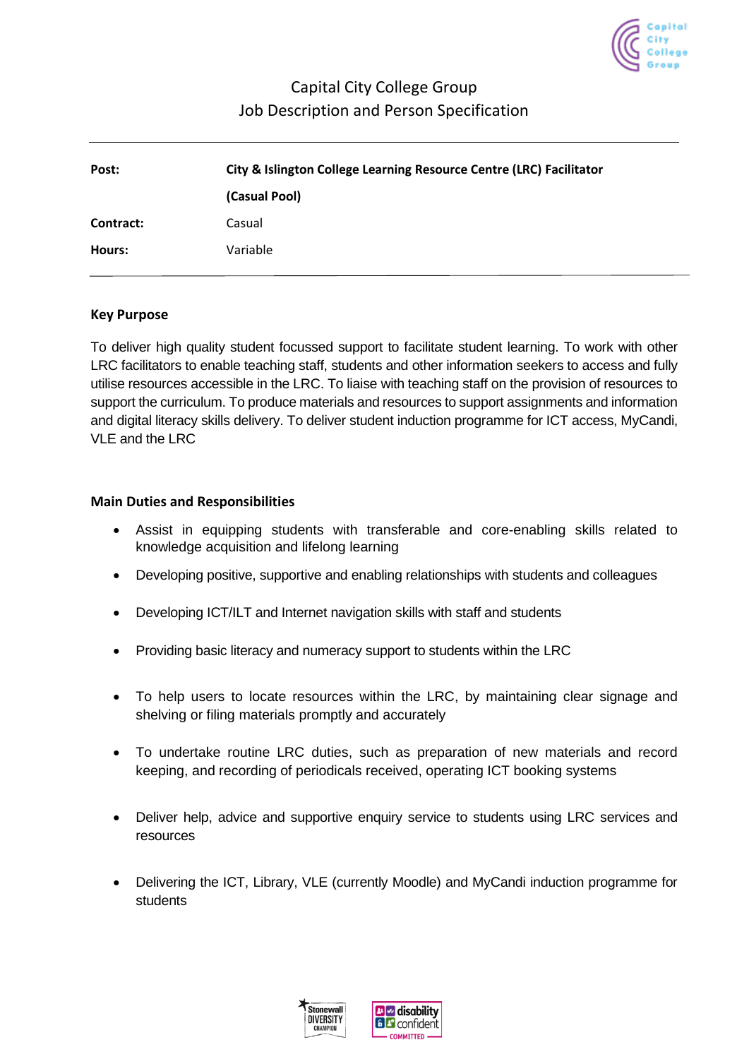Capital City College Group
Job Description and Person Specification

| | |
|---|---|
| **Post:** | **City & Islington College Learning Resource Centre (LRC) Facilitator (Casual Pool)** |
| **Contract:** | Casual |
| **Hours:** | Variable |

## Key Purpose

To deliver high quality student focussed support to facilitate student learning. To work with other LRC facilitators to enable teaching staff, students and other information seekers to access and fully utilise resources accessible in the LRC. To liaise with teaching staff on the provision of resources to support the curriculum. To produce materials and resources to support assignments and information and digital literacy skills delivery. To deliver student induction programme for ICT access, MyCandi, VLE and the LRC

## Main Duties and Responsibilities

- Assist in equipping students with transferable and core-enabling skills related to knowledge acquisition and lifelong learning
- Developing positive, supportive and enabling relationships with students and colleagues
- Developing ICT/ILT and Internet navigation skills with staff and students
- Providing basic literacy and numeracy support to students within the LRC
- To help users to locate resources within the LRC, by maintaining clear signage and shelving or filing materials promptly and accurately
- To undertake routine LRC duties, such as preparation of new materials and record keeping, and recording of periodicals received, operating ICT booking systems
- Deliver help, advice and supportive enquiry service to students using LRC services and resources
- Delivering the ICT, Library, VLE (currently Moodle) and MyCandi induction programme for students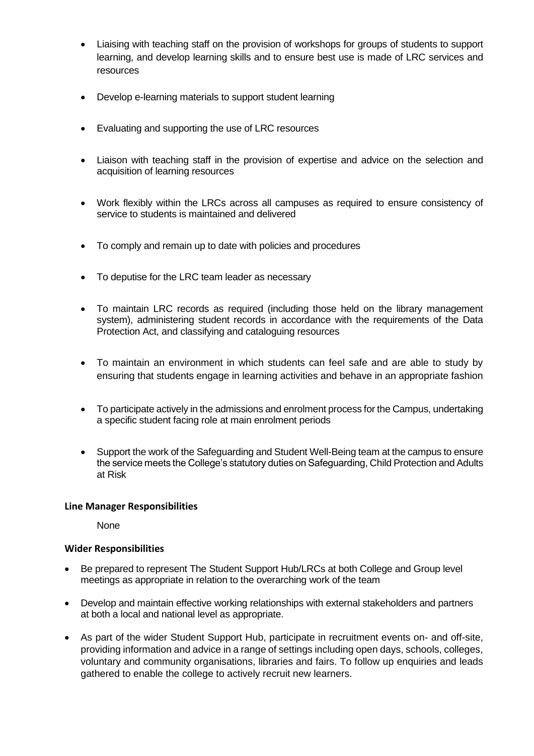- Liaising with teaching staff on the provision of workshops for groups of students to support learning, and develop learning skills and to ensure best use is made of LRC services and resources

- Develop e-learning materials to support student learning

- Evaluating and supporting the use of LRC resources

- Liaison with teaching staff in the provision of expertise and advice on the selection and acquisition of learning resources

- Work flexibly within the LRCs across all campuses as required to ensure consistency of service to students is maintained and delivered

- To comply and remain up to date with policies and procedures

- To deputise for the LRC team leader as necessary

- To maintain LRC records as required (including those held on the library management system), administering student records in accordance with the requirements of the Data Protection Act, and classifying and cataloguing resources

- To maintain an environment in which students can feel safe and are able to study by ensuring that students engage in learning activities and behave in an appropriate fashion

- To participate actively in the admissions and enrolment process for the Campus, undertaking a specific student facing role at main enrolment periods

- Support the work of the Safeguarding and Student Well-Being team at the campus to ensure the service meets the College's statutory duties on Safeguarding, Child Protection and Adults at Risk

**Line Manager Responsibilities**

None

**Wider Responsibilities**

- Be prepared to represent The Student Support Hub/LRCs at both College and Group level meetings as appropriate in relation to the overarching work of the team
- Develop and maintain effective working relationships with external stakeholders and partners at both a local and national level as appropriate.
- As part of the wider Student Support Hub, participate in recruitment events on- and off-site, providing information and advice in a range of settings including open days, schools, colleges, voluntary and community organisations, libraries and fairs. To follow up enquiries and leads gathered to enable the college to actively recruit new learners.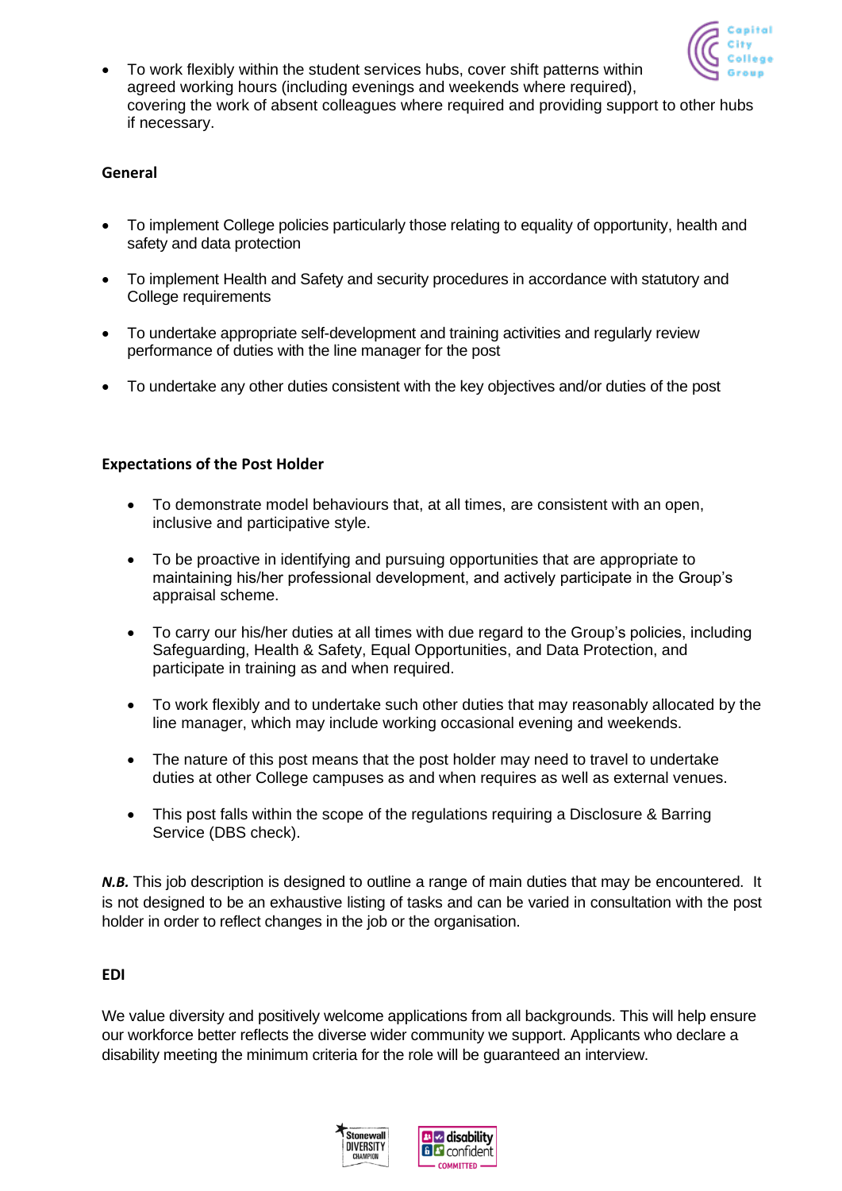- To work flexibly within the student services hubs, cover shift patterns within agreed working hours (including evenings and weekends where required), covering the work of absent colleagues where required and providing support to other hubs if necessary.

**General**

- To implement College policies particularly those relating to equality of opportunity, health and safety and data protection
- To implement Health and Safety and security procedures in accordance with statutory and College requirements
- To undertake appropriate self-development and training activities and regularly review performance of duties with the line manager for the post
- To undertake any other duties consistent with the key objectives and/or duties of the post

**Expectations of the Post Holder**

- To demonstrate model behaviours that, at all times, are consistent with an open, inclusive and participative style.
- To be proactive in identifying and pursuing opportunities that are appropriate to maintaining his/her professional development, and actively participate in the Group's appraisal scheme.
- To carry our his/her duties at all times with due regard to the Group's policies, including Safeguarding, Health & Safety, Equal Opportunities, and Data Protection, and participate in training as and when required.
- To work flexibly and to undertake such other duties that may reasonably allocated by the line manager, which may include working occasional evening and weekends.
- The nature of this post means that the post holder may need to travel to undertake duties at other College campuses as and when requires as well as external venues.
- This post falls within the scope of the regulations requiring a Disclosure & Barring Service (DBS check).

***N.B.*** This job description is designed to outline a range of main duties that may be encountered. It is not designed to be an exhaustive listing of tasks and can be varied in consultation with the post holder in order to reflect changes in the job or the organisation.

**EDI**

We value diversity and positively welcome applications from all backgrounds. This will help ensure our workforce better reflects the diverse wider community we support. Applicants who declare a disability meeting the minimum criteria for the role will be guaranteed an interview.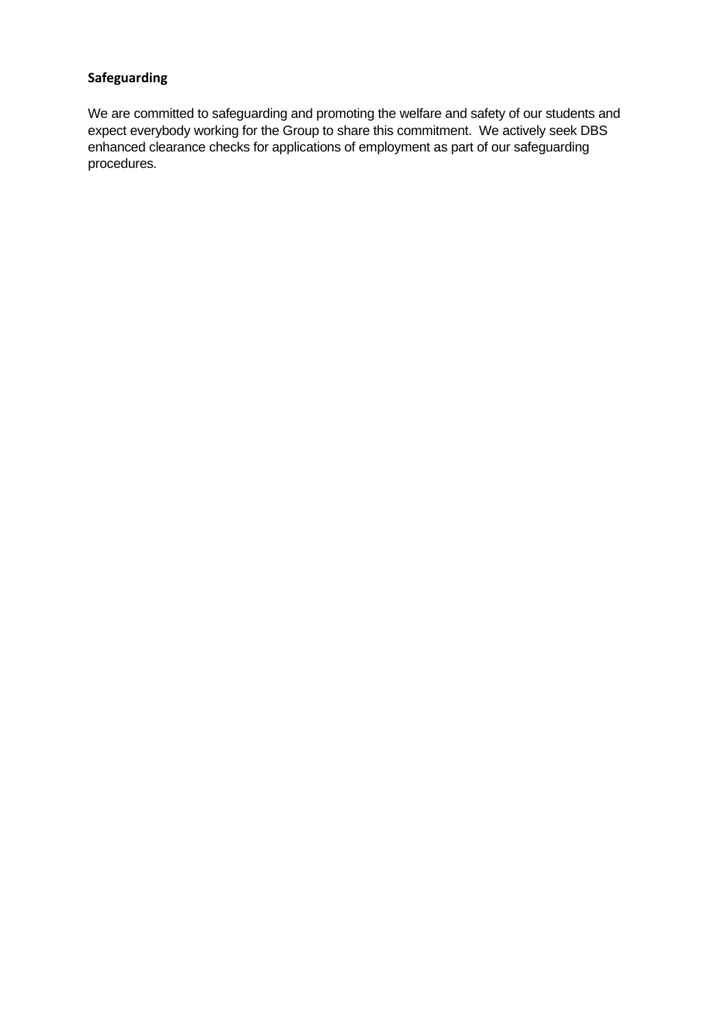**Safeguarding**

We are committed to safeguarding and promoting the welfare and safety of our students and expect everybody working for the Group to share this commitment.  We actively seek DBS enhanced clearance checks for applications of employment as part of our safeguarding procedures.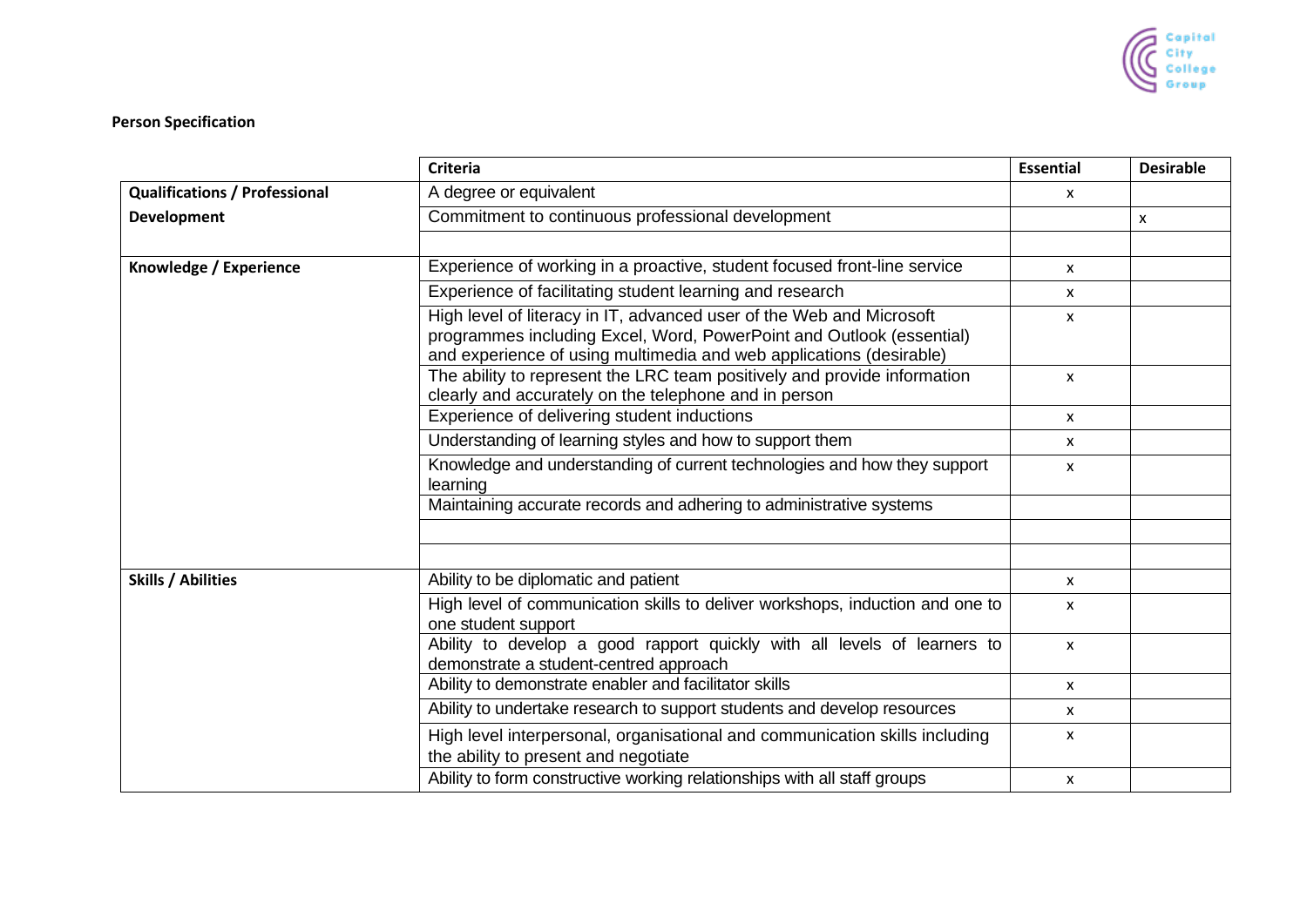**Person Specification**

| | Criteria | Essential | Desirable |
|---|---|---|---|
| **Qualifications / Professional Development** | A degree or equivalent | x | |
| | Commitment to continuous professional development | | x |
| | | | |
| **Knowledge / Experience** | Experience of working in a proactive, student focused front-line service | x | |
| | Experience of facilitating student learning and research | x | |
| | High level of literacy in IT, advanced user of the Web and Microsoft programmes including Excel, Word, PowerPoint and Outlook (essential) and experience of using multimedia and web applications (desirable) | x | |
| | The ability to represent the LRC team positively and provide information clearly and accurately on the telephone and in person | x | |
| | Experience of delivering student inductions | x | |
| | Understanding of learning styles and how to support them | x | |
| | Knowledge and understanding of current technologies and how they support learning | x | |
| | Maintaining accurate records and adhering to administrative systems | | |
| | | | |
| | | | |
| **Skills / Abilities** | Ability to be diplomatic and patient | x | |
| | High level of communication skills to deliver workshops, induction and one to one student support | x | |
| | Ability to develop a good rapport quickly with all levels of learners to demonstrate a student-centred approach | x | |
| | Ability to demonstrate enabler and facilitator skills | x | |
| | Ability to undertake research to support students and develop resources | x | |
| | High level interpersonal, organisational and communication skills including the ability to present and negotiate | x | |
| | Ability to form constructive working relationships with all staff groups | x | |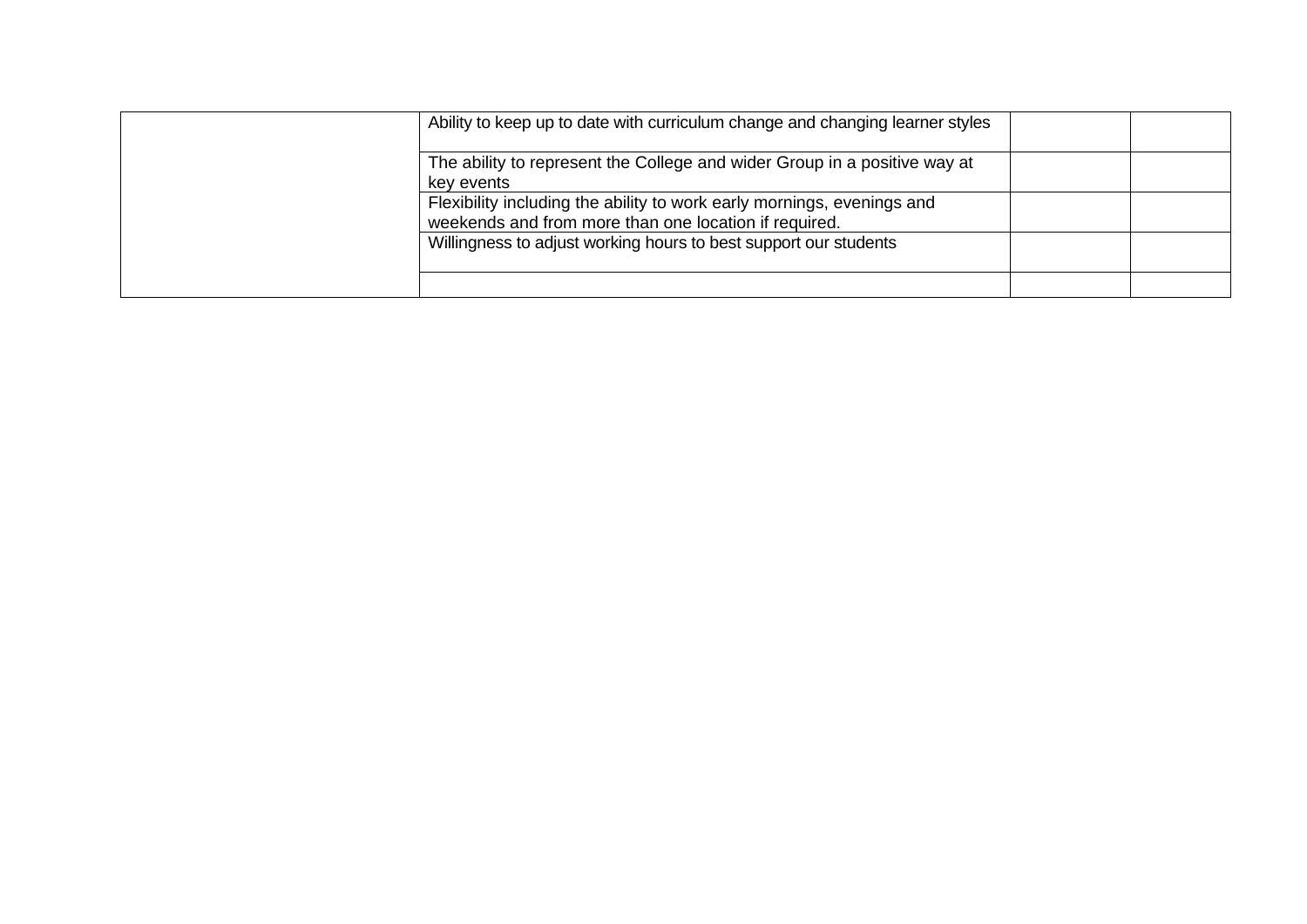| | | | |
|---|---|---|---|
| | Ability to keep up to date with curriculum change and changing learner styles | | |
| | The ability to represent the College and wider Group in a positive way at key events | | |
| | Flexibility including the ability to work early mornings, evenings and weekends and from more than one location if required. | | |
| | Willingness to adjust working hours to best support our students | | |
| | | | |